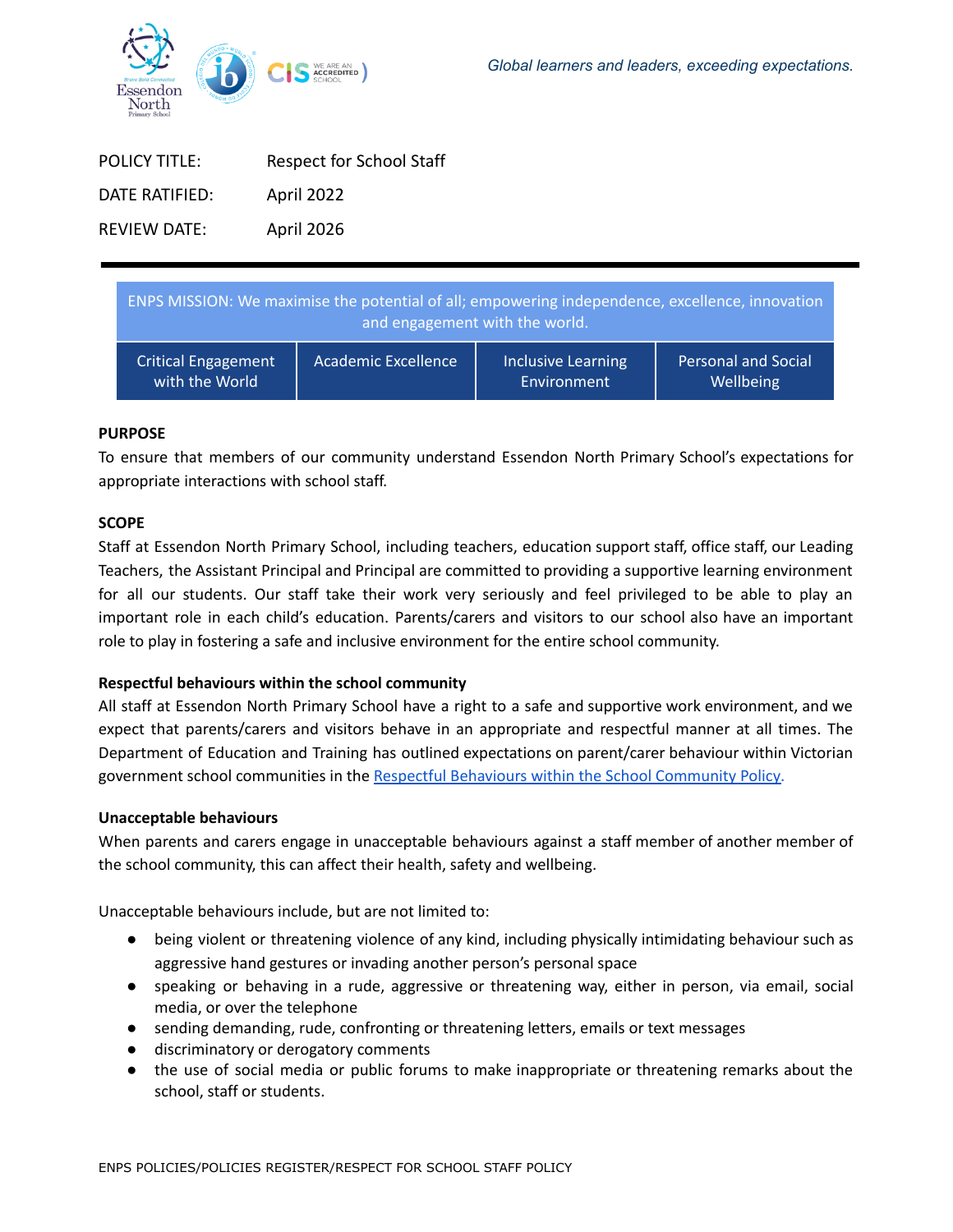*Global learners and leaders, exceeding expectations.*

| | |
|---|---|
| POLICY TITLE: | Respect for School Staff |
| DATE RATIFIED: | April 2022 |
| REVIEW DATE: | April 2026 |

| ENPS MISSION: We maximise the potential of all; empowering independence, excellence, innovation and engagement with the world. | | | |
|---|---|---|---|
| Critical Engagement with the World | Academic Excellence | Inclusive Learning Environment | Personal and Social Wellbeing |

**PURPOSE**

To ensure that members of our community understand Essendon North Primary School's expectations for appropriate interactions with school staff.

**SCOPE**

Staff at Essendon North Primary School, including teachers, education support staff, office staff, our Leading Teachers, the Assistant Principal and Principal are committed to providing a supportive learning environment for all our students. Our staff take their work very seriously and feel privileged to be able to play an important role in each child's education. Parents/carers and visitors to our school also have an important role to play in fostering a safe and inclusive environment for the entire school community.

**Respectful behaviours within the school community**

All staff at Essendon North Primary School have a right to a safe and supportive work environment, and we expect that parents/carers and visitors behave in an appropriate and respectful manner at all times. The Department of Education and Training has outlined expectations on parent/carer behaviour within Victorian government school communities in the Respectful Behaviours within the School Community Policy.

**Unacceptable behaviours**

When parents and carers engage in unacceptable behaviours against a staff member of another member of the school community, this can affect their health, safety and wellbeing.

Unacceptable behaviours include, but are not limited to:

- being violent or threatening violence of any kind, including physically intimidating behaviour such as aggressive hand gestures or invading another person's personal space
- speaking or behaving in a rude, aggressive or threatening way, either in person, via email, social media, or over the telephone
- sending demanding, rude, confronting or threatening letters, emails or text messages
- discriminatory or derogatory comments
- the use of social media or public forums to make inappropriate or threatening remarks about the school, staff or students.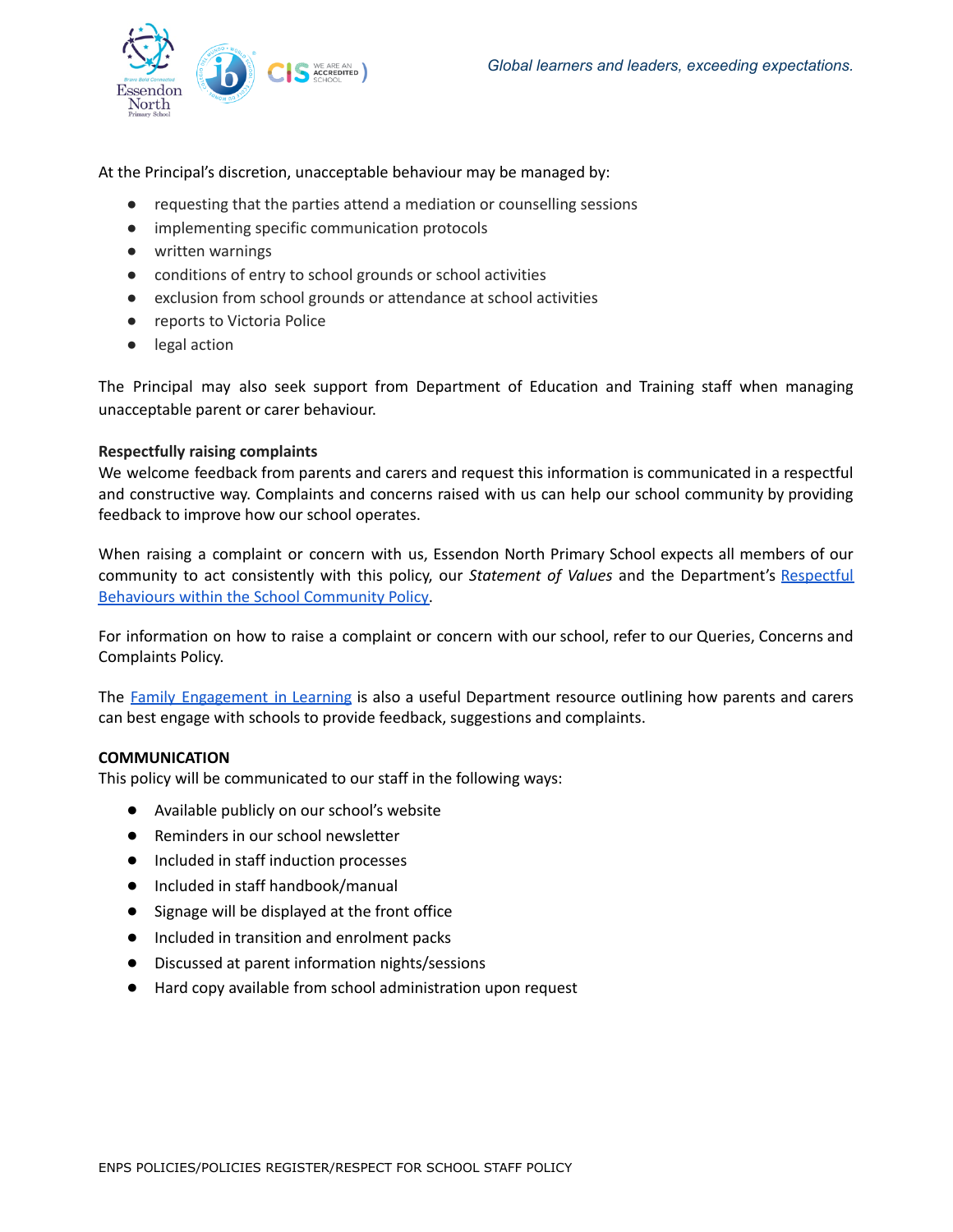At the Principal's discretion, unacceptable behaviour may be managed by:

- requesting that the parties attend a mediation or counselling sessions
- implementing specific communication protocols
- written warnings
- conditions of entry to school grounds or school activities
- exclusion from school grounds or attendance at school activities
- reports to Victoria Police
- legal action

The Principal may also seek support from Department of Education and Training staff when managing unacceptable parent or carer behaviour.

**Respectfully raising complaints**

We welcome feedback from parents and carers and request this information is communicated in a respectful and constructive way. Complaints and concerns raised with us can help our school community by providing feedback to improve how our school operates.

When raising a complaint or concern with us, Essendon North Primary School expects all members of our community to act consistently with this policy, our *Statement of Values* and the Department's Respectful Behaviours within the School Community Policy.

For information on how to raise a complaint or concern with our school, refer to our Queries, Concerns and Complaints Policy.

The Family Engagement in Learning is also a useful Department resource outlining how parents and carers can best engage with schools to provide feedback, suggestions and complaints.

**COMMUNICATION**

This policy will be communicated to our staff in the following ways:

- Available publicly on our school's website
- Reminders in our school newsletter
- Included in staff induction processes
- Included in staff handbook/manual
- Signage will be displayed at the front office
- Included in transition and enrolment packs
- Discussed at parent information nights/sessions
- Hard copy available from school administration upon request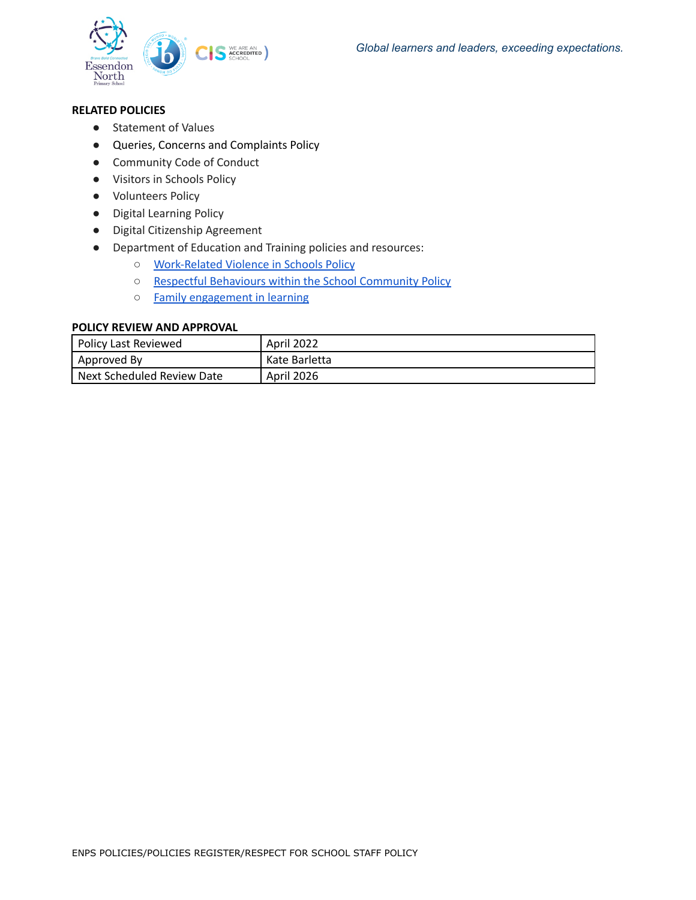## RELATED POLICIES

- Statement of Values
- Queries, Concerns and Complaints Policy
- Community Code of Conduct
- Visitors in Schools Policy
- Volunteers Policy
- Digital Learning Policy
- Digital Citizenship Agreement
- Department of Education and Training policies and resources:
  - Work-Related Violence in Schools Policy
  - Respectful Behaviours within the School Community Policy
  - Family engagement in learning

## POLICY REVIEW AND APPROVAL

| | |
|---|---|
| Policy Last Reviewed | April 2022 |
| Approved By | Kate Barletta |
| Next Scheduled Review Date | April 2026 |